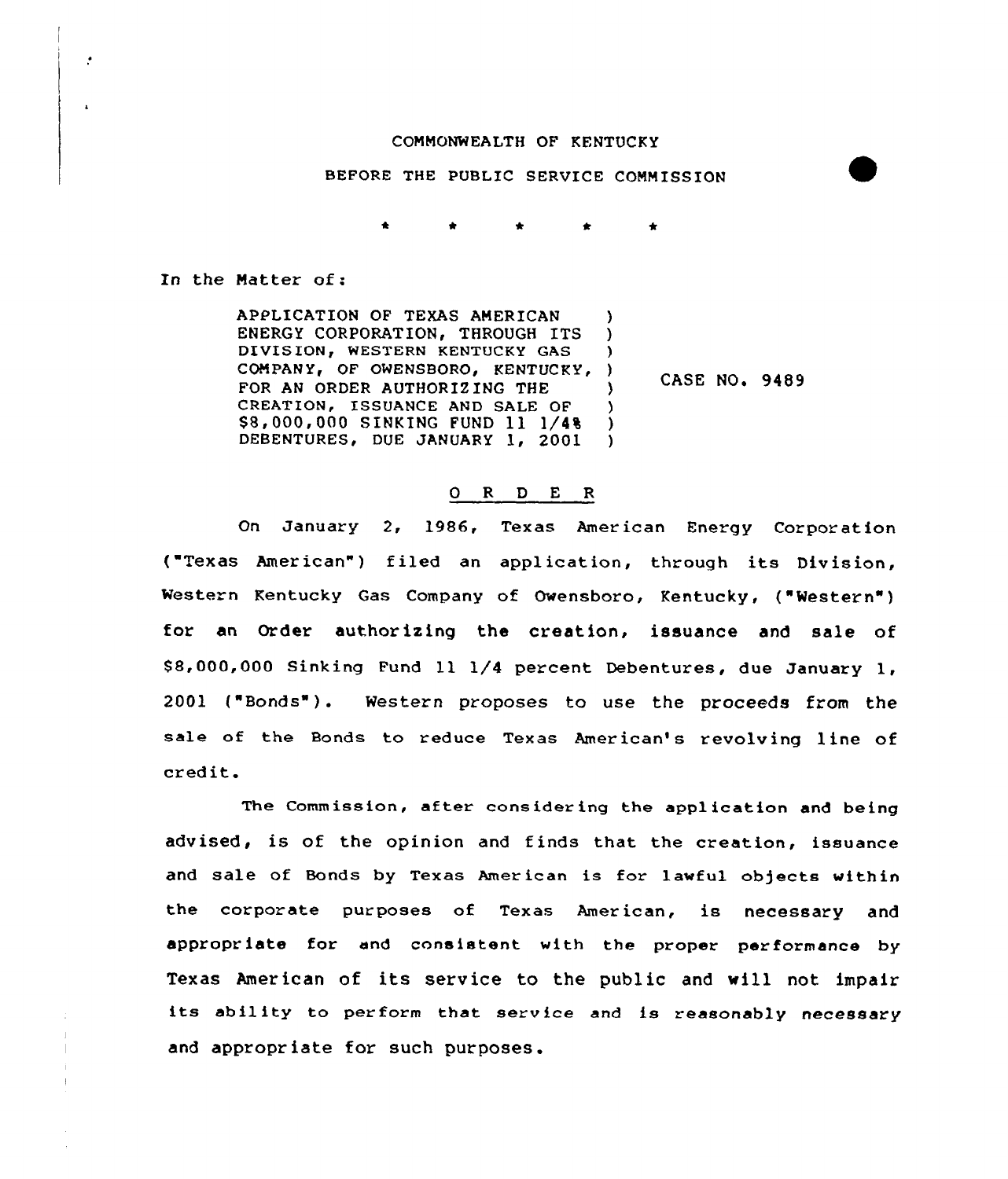COMMONWEALTH OF KENTUCKY

BEFORE THE PUBLIC SERVICE COMMISSION

\* \* \* \* \*

In the Matter of:

APPLICATION OF TEXAS AMERICAN ENERGY CORPORATION, THROUGH ITS DIVISION, WESTERN KENTUCKY GAS COMPANY, OF OWENSBORO, KENTUCKY, FOR AN ORDER AUTHORIZING THE CREATION, ISSUANCE AND SALE OF $8,000,000 SINKING FUND 11 1/4% DEBENTURES, DUE JANUARY 1, 2001 ) CASE NO. 9489

# O R D E R

On January 2, 1986, Texas American Energy Corporation ("Texas American") filed an application, through its Division, Western Kentucky Gas Company of Owensboro, Kentucky, ("Western") for an Order authorizing the creation, issuance and sale of $8,000,000 Sinking Fund 11 1/4 percent Debentures, due January 1, 2001 ("Bonds"). Western proposes to use the proceeds from the sale of the Bonds to reduce Texas American's revolving line of credit.

The Commission, after considering the application and being advised, is of the opinion and finds that the creation, issuance and sale of Bonds by Texas American is for lawful objects within the corporate purposes of Texas American, is necessary and appropriate for and consistent with the proper performance by Texas American of its service to the public and will not impair its ability to perform that service and is reasonably necessary and appropriate for such purposes.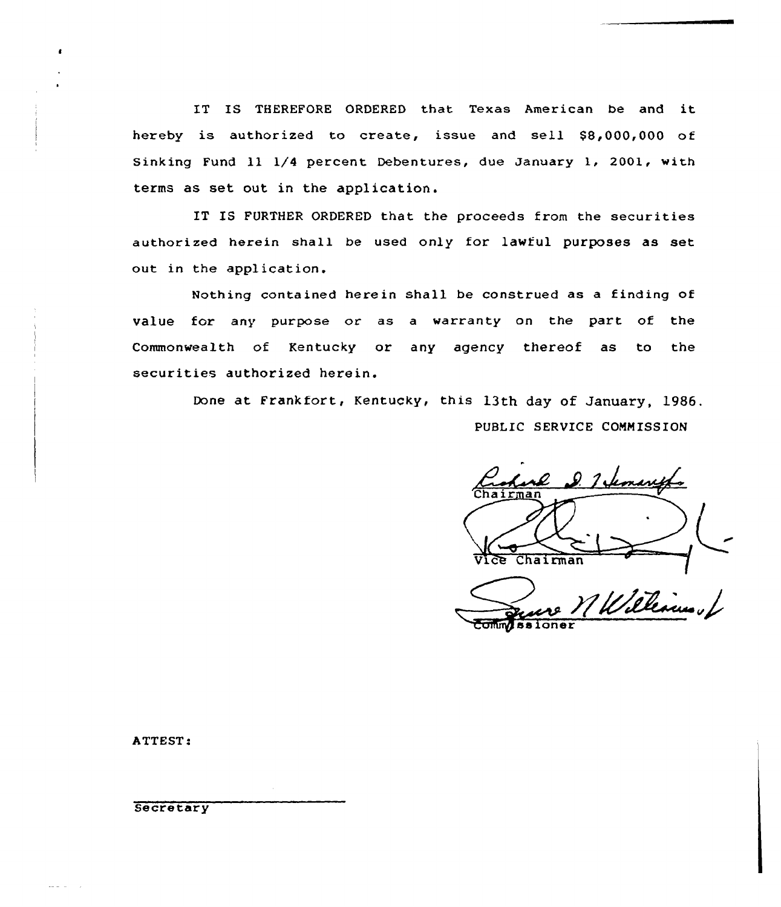IT IS THEREFORE ORDERED that Texas American be and it hereby is authorized to create, issue and sell $8,000,000 of Sinking Fund 11 1/4 percent Debentures, due January 1, 2001, with terms as set out in the application.

IT IS FURTHER ORDERED that the proceeds from the securities authorized herein shall be used only for lawful purposes as set out in the application.

Nothing contained herein shall be construed as a finding of value for any purpose or as a warranty on the part of the Commonwealth of Kentucky or any agency thereof as to the securities authorized herein.

Done at Frankfort, Kentucky, this 13th day of January, 1986.

PUBLIC SERVICE COMMISSION

Chairman

Vice Chairman

Commissioner

ATTEST:

Secretary